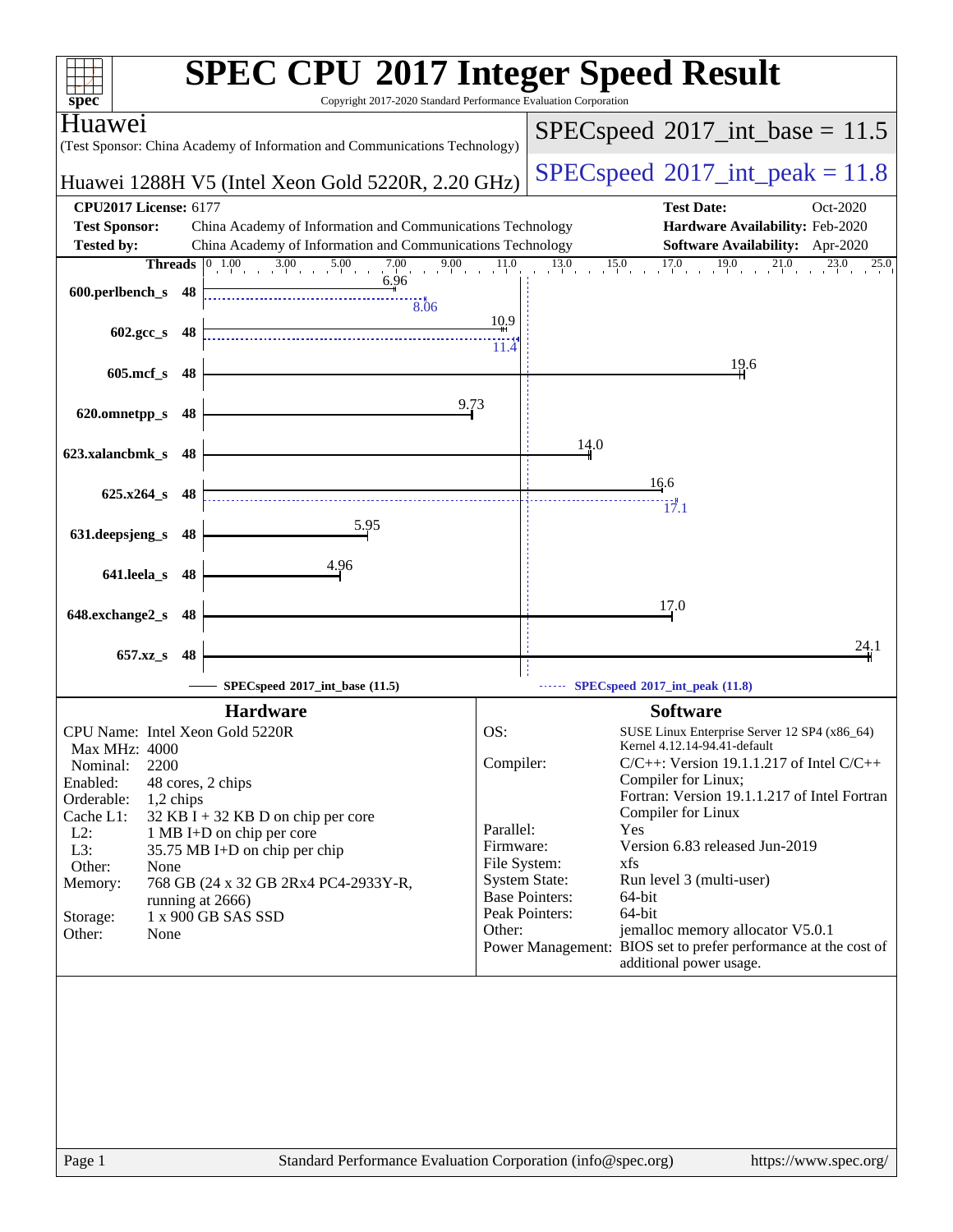# SPEC CPU 2017 Integer Speed Result

Copyright 2017-2020 Standard Performance Evaluation Corporation

**Huawei**

(Test Sponsor: China Academy of Information and Communications Technology)

**Huawei 1288H V5 (Intel Xeon Gold 5220R, 2.20 GHz)**

SPECspeed 2017_int_base = 11.5

SPECspeed 2017_int_peak = 11.8

| | | | |
|---|---|---|---|
| **CPU2017 License:** | 6177 | **Test Date:** | Oct-2020 |
| **Test Sponsor:** | China Academy of Information and Communications Technology | **Hardware Availability:** | Feb-2020 |
| **Tested by:** | China Academy of Information and Communications Technology | **Software Availability:** | Apr-2020 |

| Benchmark | Threads | Base | Peak |
|---|---|---|---|
| 600.perlbench_s | 48 | 6.96 | 8.06 |
| 602.gcc_s | 48 | 10.9 | 11.4 |
| 605.mcf_s | 48 | 19.6 | |
| 620.omnetpp_s | 48 | 9.73 | |
| 623.xalancbmk_s | 48 | 14.0 | |
| 625.x264_s | 48 | 16.6 | 17.1 |
| 631.deepsjeng_s | 48 | 5.95 | |
| 641.leela_s | 48 | 4.96 | |
| 648.exchange2_s | 48 | 17.0 | |
| 657.xz_s | 48 | 24.1 | |

SPECspeed 2017_int_base (11.5) — SPECspeed 2017_int_peak (11.8)

## Hardware

- **CPU Name:** Intel Xeon Gold 5220R
- **Max MHz:** 4000
- **Nominal:** 2200
- **Enabled:** 48 cores, 2 chips
- **Orderable:** 1,2 chips
- **Cache L1:** 32 KB I + 32 KB D on chip per core
- **L2:** 1 MB I+D on chip per core
- **L3:** 35.75 MB I+D on chip per chip
- **Other:** None
- **Memory:** 768 GB (24 x 32 GB 2Rx4 PC4-2933Y-R, running at 2666)
- **Storage:** 1 x 900 GB SAS SSD
- **Other:** None

## Software

- **OS:** SUSE Linux Enterprise Server 12 SP4 (x86_64) Kernel 4.12.14-94.41-default
- **Compiler:** C/C++: Version 19.1.1.217 of Intel C/C++ Compiler for Linux; Fortran: Version 19.1.1.217 of Intel Fortran Compiler for Linux
- **Parallel:** Yes
- **Firmware:** Version 6.83 released Jun-2019
- **File System:** xfs
- **System State:** Run level 3 (multi-user)
- **Base Pointers:** 64-bit
- **Peak Pointers:** 64-bit
- **Other:** jemalloc memory allocator V5.0.1
- **Power Management:** BIOS set to prefer performance at the cost of additional power usage.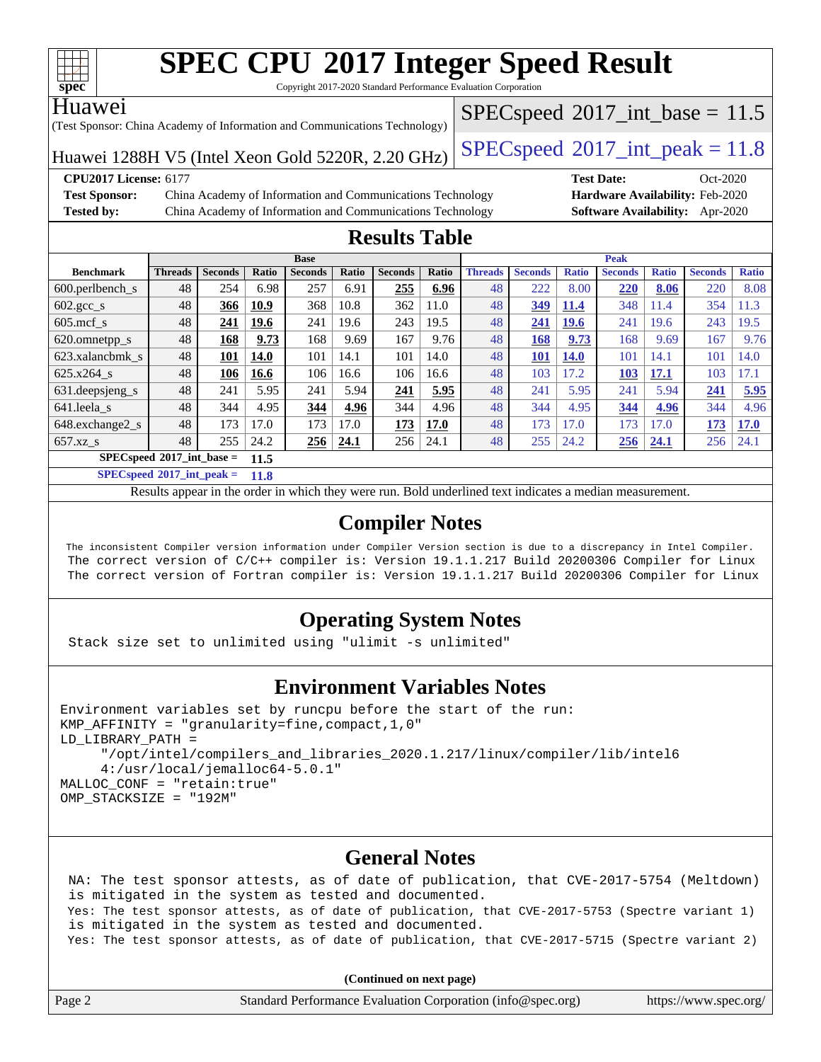# SPEC CPU 2017 Integer Speed Result

Copyright 2017-2020 Standard Performance Evaluation Corporation

**Huawei**

(Test Sponsor: China Academy of Information and Communications Technology)

Huawei 1288H V5 (Intel Xeon Gold 5220R, 2.20 GHz)

SPECspeed 2017_int_base = 11.5

SPECspeed 2017_int_peak = 11.8

**CPU2017 License:** 6177
**Test Sponsor:** China Academy of Information and Communications Technology
**Tested by:** China Academy of Information and Communications Technology
**Test Date:** Oct-2020
**Hardware Availability:** Feb-2020
**Software Availability:** Apr-2020

## Results Table

| Benchmark | Base | | | | | | | Peak | | | | | | |
|---|---|---|---|---|---|---|---|---|---|---|---|---|---|---|
| | Threads | Seconds | Ratio | Seconds | Ratio | Seconds | Ratio | Threads | Seconds | Ratio | Seconds | Ratio | Seconds | Ratio |
| 600.perlbench_s | 48 | 254 | 6.98 | 257 | 6.91 | **255** | **6.96** | 48 | 222 | 8.00 | **220** | **8.06** | 220 | 8.08 |
| 602.gcc_s | 48 | **366** | **10.9** | 368 | 10.8 | 362 | 11.0 | 48 | **349** | **11.4** | 348 | 11.4 | 354 | 11.3 |
| 605.mcf_s | 48 | **241** | **19.6** | 241 | 19.6 | 243 | 19.5 | 48 | **241** | **19.6** | 241 | 19.6 | 243 | 19.5 |
| 620.omnetpp_s | 48 | **168** | **9.73** | 168 | 9.69 | 167 | 9.76 | 48 | **168** | **9.73** | 168 | 9.69 | 167 | 9.76 |
| 623.xalancbmk_s | 48 | **101** | **14.0** | 101 | 14.1 | 101 | 14.0 | 48 | **101** | **14.0** | 101 | 14.1 | 101 | 14.0 |
| 625.x264_s | 48 | **106** | **16.6** | 106 | 16.6 | 106 | 16.6 | 48 | 103 | 17.2 | **103** | **17.1** | 103 | 17.1 |
| 631.deepsjeng_s | 48 | 241 | 5.95 | 241 | 5.94 | **241** | **5.95** | 48 | 241 | 5.95 | 241 | 5.94 | **241** | **5.95** |
| 641.leela_s | 48 | 344 | 4.95 | **344** | **4.96** | 344 | 4.96 | 48 | 344 | 4.95 | **344** | **4.96** | 344 | 4.96 |
| 648.exchange2_s | 48 | 173 | 17.0 | 173 | 17.0 | **173** | **17.0** | 48 | 173 | 17.0 | 173 | 17.0 | **173** | **17.0** |
| 657.xz_s | 48 | 255 | 24.2 | **256** | **24.1** | 256 | 24.1 | 48 | 255 | 24.2 | **256** | **24.1** | 256 | 24.1 |

SPECspeed 2017_int_base = **11.5**

SPECspeed 2017_int_peak = **11.8**

Results appear in the order in which they were run. Bold underlined text indicates a median measurement.

## Compiler Notes

The inconsistent Compiler version information under Compiler Version section is due to a discrepancy in Intel Compiler.
The correct version of C/C++ compiler is: Version 19.1.1.217 Build 20200306 Compiler for Linux
The correct version of Fortran compiler is: Version 19.1.1.217 Build 20200306 Compiler for Linux

## Operating System Notes

Stack size set to unlimited using "ulimit -s unlimited"

## Environment Variables Notes

```
Environment variables set by runcpu before the start of the run:
KMP_AFFINITY = "granularity=fine,compact,1,0"
LD_LIBRARY_PATH =
     "/opt/intel/compilers_and_libraries_2020.1.217/linux/compiler/lib/intel6
     4:/usr/local/jemalloc64-5.0.1"
MALLOC_CONF = "retain:true"
OMP_STACKSIZE = "192M"
```

## General Notes

NA: The test sponsor attests, as of date of publication, that CVE-2017-5754 (Meltdown) is mitigated in the system as tested and documented.
Yes: The test sponsor attests, as of date of publication, that CVE-2017-5753 (Spectre variant 1) is mitigated in the system as tested and documented.
Yes: The test sponsor attests, as of date of publication, that CVE-2017-5715 (Spectre variant 2)

**(Continued on next page)**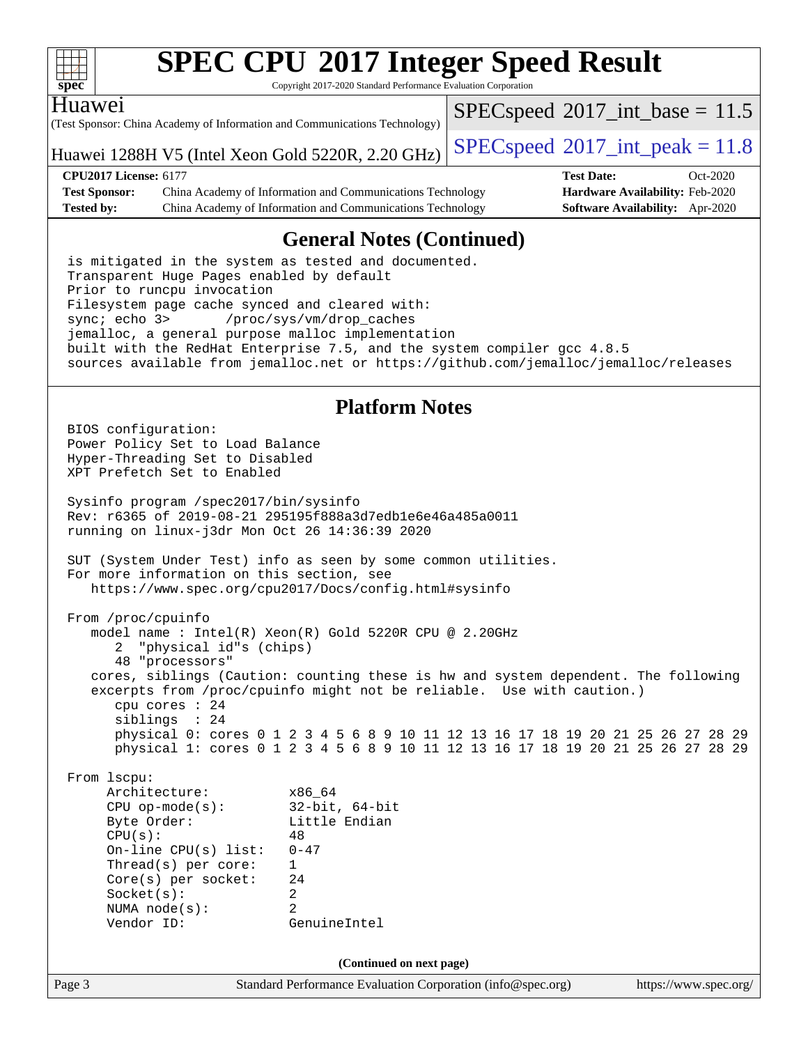# SPEC CPU 2017 Integer Speed Result

Copyright 2017-2020 Standard Performance Evaluation Corporation

**Huawei**

(Test Sponsor: China Academy of Information and Communications Technology)

Huawei 1288H V5 (Intel Xeon Gold 5220R, 2.20 GHz)

SPECspeed 2017_int_base = 11.5

SPECspeed 2017_int_peak = 11.8

| | | | |
|---|---|---|---|
| **CPU2017 License:** 6177 | | **Test Date:** | Oct-2020 |
| **Test Sponsor:** | China Academy of Information and Communications Technology | **Hardware Availability:** | Feb-2020 |
| **Tested by:** | China Academy of Information and Communications Technology | **Software Availability:** | Apr-2020 |

## General Notes (Continued)

```
is mitigated in the system as tested and documented.
Transparent Huge Pages enabled by default
Prior to runcpu invocation
Filesystem page cache synced and cleared with:
sync; echo 3>       /proc/sys/vm/drop_caches
jemalloc, a general purpose malloc implementation
built with the RedHat Enterprise 7.5, and the system compiler gcc 4.8.5
sources available from jemalloc.net or https://github.com/jemalloc/jemalloc/releases
```

## Platform Notes

```
BIOS configuration:
Power Policy Set to Load Balance
Hyper-Threading Set to Disabled
XPT Prefetch Set to Enabled

Sysinfo program /spec2017/bin/sysinfo
Rev: r6365 of 2019-08-21 295195f888a3d7edb1e6e46a485a0011
running on linux-j3dr Mon Oct 26 14:36:39 2020

SUT (System Under Test) info as seen by some common utilities.
For more information on this section, see
   https://www.spec.org/cpu2017/Docs/config.html#sysinfo

From /proc/cpuinfo
   model name : Intel(R) Xeon(R) Gold 5220R CPU @ 2.20GHz
      2  "physical id"s (chips)
      48 "processors"
   cores, siblings (Caution: counting these is hw and system dependent. The following
   excerpts from /proc/cpuinfo might not be reliable.  Use with caution.)
      cpu cores : 24
      siblings  : 24
      physical 0: cores 0 1 2 3 4 5 6 8 9 10 11 12 13 16 17 18 19 20 21 25 26 27 28 29
      physical 1: cores 0 1 2 3 4 5 6 8 9 10 11 12 13 16 17 18 19 20 21 25 26 27 28 29

From lscpu:
     Architecture:          x86_64
     CPU op-mode(s):        32-bit, 64-bit
     Byte Order:            Little Endian
     CPU(s):                48
     On-line CPU(s) list:   0-47
     Thread(s) per core:    1
     Core(s) per socket:    24
     Socket(s):             2
     NUMA node(s):          2
     Vendor ID:             GenuineIntel
```

(Continued on next page)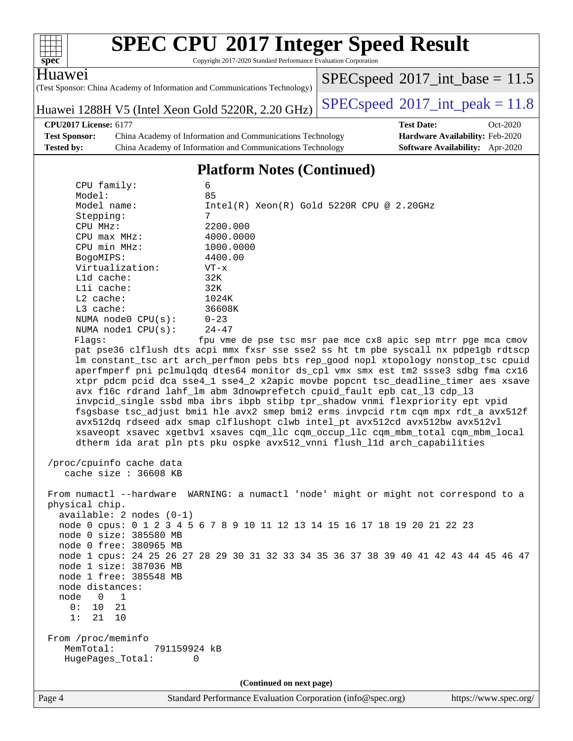# SPEC CPU 2017 Integer Speed Result

Copyright 2017-2020 Standard Performance Evaluation Corporation

**Huawei**
(Test Sponsor: China Academy of Information and Communications Technology)

Huawei 1288H V5 (Intel Xeon Gold 5220R, 2.20 GHz)

SPECspeed 2017_int_base = 11.5

SPECspeed 2017_int_peak = 11.8

| | | | |
|---|---|---|---|
| **CPU2017 License:** 6177 | | **Test Date:** | Oct-2020 |
| **Test Sponsor:** | China Academy of Information and Communications Technology | **Hardware Availability:** | Feb-2020 |
| **Tested by:** | China Academy of Information and Communications Technology | **Software Availability:** | Apr-2020 |

## Platform Notes (Continued)

```
     CPU family:          6
     Model:               85
     Model name:          Intel(R) Xeon(R) Gold 5220R CPU @ 2.20GHz
     Stepping:            7
     CPU MHz:             2200.000
     CPU max MHz:         4000.0000
     CPU min MHz:         1000.0000
     BogoMIPS:            4400.00
     Virtualization:      VT-x
     L1d cache:           32K
     L1i cache:           32K
     L2 cache:            1024K
     L3 cache:            36608K
     NUMA node0 CPU(s):   0-23
     NUMA node1 CPU(s):   24-47
     Flags:               fpu vme de pse tsc msr pae mce cx8 apic sep mtrr pge mca cmov
     pat pse36 clflush dts acpi mmx fxsr sse sse2 ss ht tm pbe syscall nx pdpe1gb rdtscp
     lm constant_tsc art arch_perfmon pebs bts rep_good nopl xtopology nonstop_tsc cpuid
     aperfmperf pni pclmulqdq dtes64 monitor ds_cpl vmx smx est tm2 ssse3 sdbg fma cx16
     xtpr pdcm pcid dca sse4_1 sse4_2 x2apic movbe popcnt tsc_deadline_timer aes xsave
     avx f16c rdrand lahf_lm abm 3dnowprefetch cpuid_fault epb cat_l3 cdp_l3
     invpcid_single ssbd mba ibrs ibpb stibp tpr_shadow vnmi flexpriority ept vpid
     fsgsbase tsc_adjust bmi1 hle avx2 smep bmi2 erms invpcid rtm cqm mpx rdt_a avx512f
     avx512dq rdseed adx smap clflushopt clwb intel_pt avx512cd avx512bw avx512vl
     xsaveopt xsavec xgetbv1 xsaves cqm_llc cqm_occup_llc cqm_mbm_total cqm_mbm_local
     dtherm ida arat pln pts pku ospke avx512_vnni flush_l1d arch_capabilities

 /proc/cpuinfo cache data
    cache size : 36608 KB

 From numactl --hardware  WARNING: a numactl 'node' might or might not correspond to a
 physical chip.
   available: 2 nodes (0-1)
   node 0 cpus: 0 1 2 3 4 5 6 7 8 9 10 11 12 13 14 15 16 17 18 19 20 21 22 23
   node 0 size: 385580 MB
   node 0 free: 380965 MB
   node 1 cpus: 24 25 26 27 28 29 30 31 32 33 34 35 36 37 38 39 40 41 42 43 44 45 46 47
   node 1 size: 387036 MB
   node 1 free: 385548 MB
   node distances:
   node   0   1
     0:  10  21
     1:  21  10

 From /proc/meminfo
    MemTotal:       791159924 kB
    HugePages_Total:       0
```

(Continued on next page)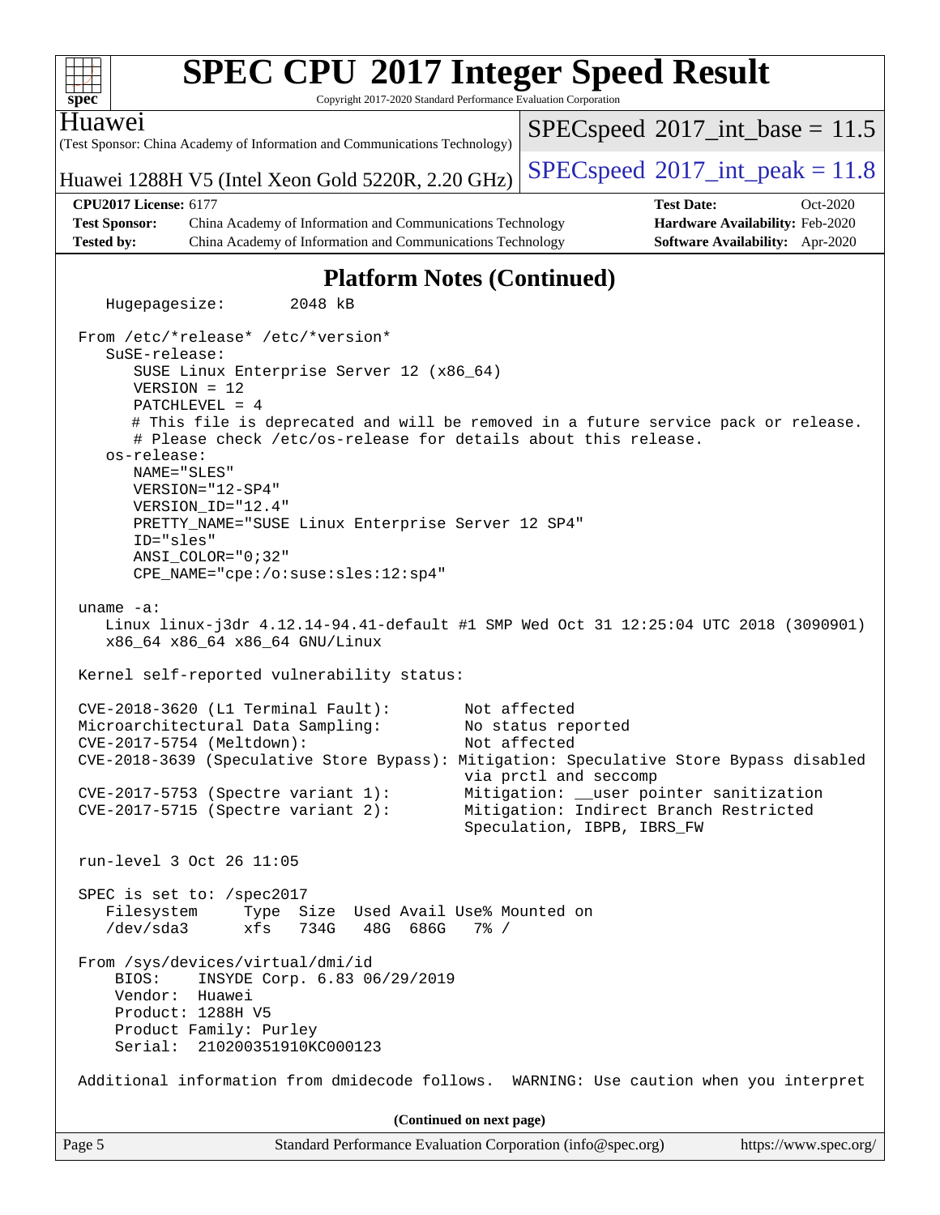# SPEC CPU 2017 Integer Speed Result

Copyright 2017-2020 Standard Performance Evaluation Corporation

**Huawei**

(Test Sponsor: China Academy of Information and Communications Technology)

**Huawei 1288H V5 (Intel Xeon Gold 5220R, 2.20 GHz)**

SPECspeed 2017_int_base = 11.5

SPECspeed 2017_int_peak = 11.8

| | | | |
|---|---|---|---|
| **CPU2017 License:** | 6177 | **Test Date:** | Oct-2020 |
| **Test Sponsor:** | China Academy of Information and Communications Technology | **Hardware Availability:** | Feb-2020 |
| **Tested by:** | China Academy of Information and Communications Technology | **Software Availability:** | Apr-2020 |

## Platform Notes (Continued)

```
    Hugepagesize:         2048 kB

 From /etc/*release* /etc/*version*
    SuSE-release:
       SUSE Linux Enterprise Server 12 (x86_64)
       VERSION = 12
       PATCHLEVEL = 4
       # This file is deprecated and will be removed in a future service pack or release.
       # Please check /etc/os-release for details about this release.
    os-release:
       NAME="SLES"
       VERSION="12-SP4"
       VERSION_ID="12.4"
       PRETTY_NAME="SUSE Linux Enterprise Server 12 SP4"
       ID="sles"
       ANSI_COLOR="0;32"
       CPE_NAME="cpe:/o:suse:sles:12:sp4"

 uname -a:
    Linux linux-j3dr 4.12.14-94.41-default #1 SMP Wed Oct 31 12:25:04 UTC 2018 (3090901)
    x86_64 x86_64 x86_64 GNU/Linux

 Kernel self-reported vulnerability status:

 CVE-2018-3620 (L1 Terminal Fault):        Not affected
 Microarchitectural Data Sampling:         No status reported
 CVE-2017-5754 (Meltdown):                 Not affected
 CVE-2018-3639 (Speculative Store Bypass): Mitigation: Speculative Store Bypass disabled
                                           via prctl and seccomp
 CVE-2017-5753 (Spectre variant 1):        Mitigation: __user pointer sanitization
 CVE-2017-5715 (Spectre variant 2):        Mitigation: Indirect Branch Restricted
                                           Speculation, IBPB, IBRS_FW

 run-level 3 Oct 26 11:05

 SPEC is set to: /spec2017
    Filesystem     Type  Size  Used Avail Use% Mounted on
    /dev/sda3      xfs   734G   48G  686G   7% /

 From /sys/devices/virtual/dmi/id
     BIOS:    INSYDE Corp. 6.83 06/29/2019
     Vendor:  Huawei
     Product: 1288H V5
     Product Family: Purley
     Serial:  210200351910KC000123

 Additional information from dmidecode follows.  WARNING: Use caution when you interpret
```

**(Continued on next page)**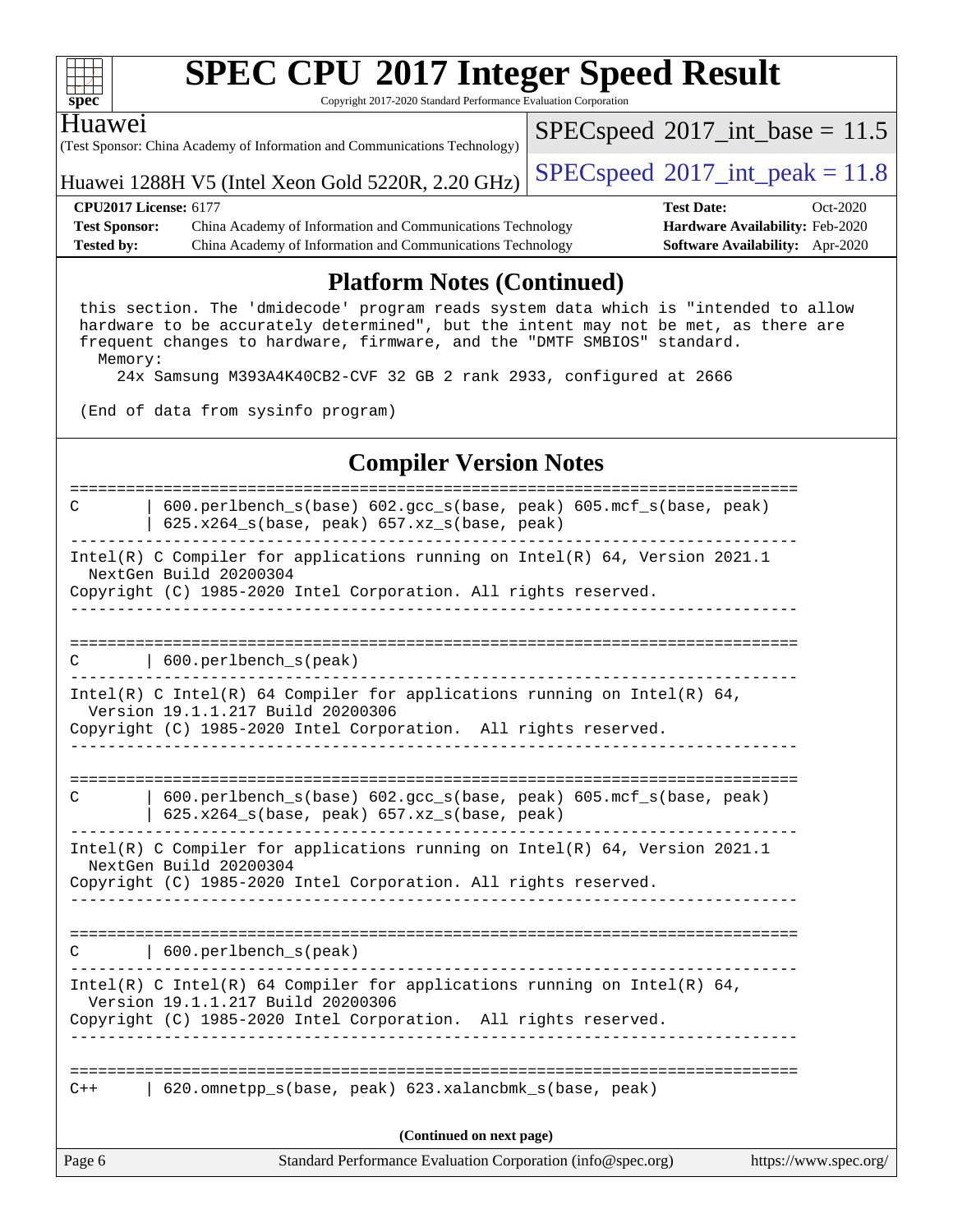# SPEC CPU 2017 Integer Speed Result

Copyright 2017-2020 Standard Performance Evaluation Corporation

Huawei
(Test Sponsor: China Academy of Information and Communications Technology)

Huawei 1288H V5 (Intel Xeon Gold 5220R, 2.20 GHz)

SPECspeed 2017_int_base = 11.5

SPECspeed 2017_int_peak = 11.8

**CPU2017 License:** 6177
**Test Sponsor:** China Academy of Information and Communications Technology
**Tested by:** China Academy of Information and Communications Technology

**Test Date:** Oct-2020
**Hardware Availability:** Feb-2020
**Software Availability:** Apr-2020

## Platform Notes (Continued)

```
 this section. The 'dmidecode' program reads system data which is "intended to allow
 hardware to be accurately determined", but the intent may not be met, as there are
 frequent changes to hardware, firmware, and the "DMTF SMBIOS" standard.
   Memory:
     24x Samsung M393A4K40CB2-CVF 32 GB 2 rank 2933, configured at 2666

 (End of data from sysinfo program)
```

## Compiler Version Notes

```
==============================================================================
C       | 600.perlbench_s(base) 602.gcc_s(base, peak) 605.mcf_s(base, peak)
        | 625.x264_s(base, peak) 657.xz_s(base, peak)
------------------------------------------------------------------------------
Intel(R) C Compiler for applications running on Intel(R) 64, Version 2021.1
  NextGen Build 20200304
Copyright (C) 1985-2020 Intel Corporation. All rights reserved.
------------------------------------------------------------------------------

==============================================================================
C       | 600.perlbench_s(peak)
------------------------------------------------------------------------------
Intel(R) C Intel(R) 64 Compiler for applications running on Intel(R) 64,
  Version 19.1.1.217 Build 20200306
Copyright (C) 1985-2020 Intel Corporation.  All rights reserved.
------------------------------------------------------------------------------

==============================================================================
C       | 600.perlbench_s(base) 602.gcc_s(base, peak) 605.mcf_s(base, peak)
        | 625.x264_s(base, peak) 657.xz_s(base, peak)
------------------------------------------------------------------------------
Intel(R) C Compiler for applications running on Intel(R) 64, Version 2021.1
  NextGen Build 20200304
Copyright (C) 1985-2020 Intel Corporation. All rights reserved.
------------------------------------------------------------------------------

==============================================================================
C       | 600.perlbench_s(peak)
------------------------------------------------------------------------------
Intel(R) C Intel(R) 64 Compiler for applications running on Intel(R) 64,
  Version 19.1.1.217 Build 20200306
Copyright (C) 1985-2020 Intel Corporation.  All rights reserved.
------------------------------------------------------------------------------

==============================================================================
C++     | 620.omnetpp_s(base, peak) 623.xalancbmk_s(base, peak)
```

(Continued on next page)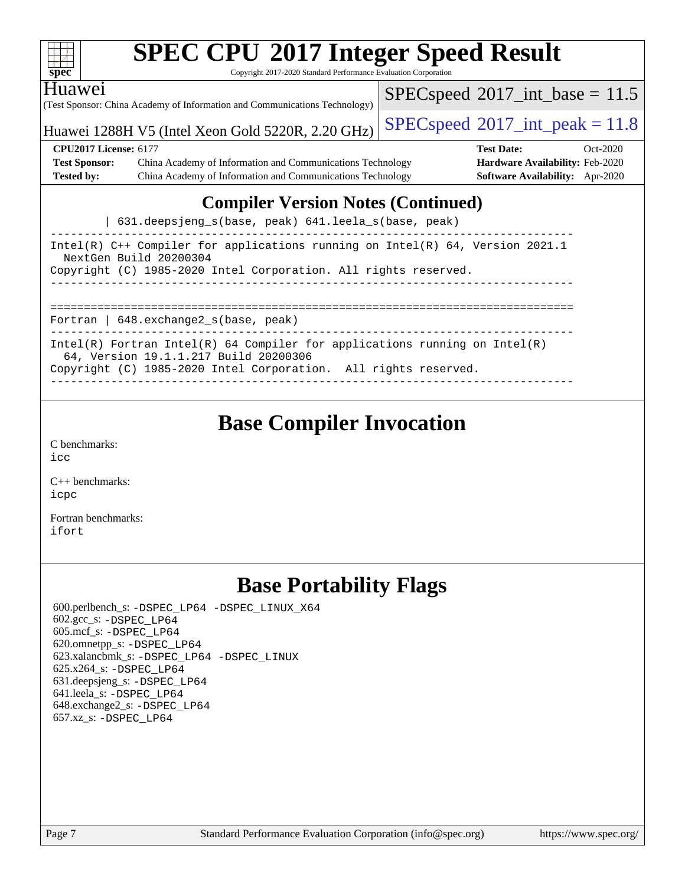## Compiler Version Notes (Continued)

```
        | 631.deepsjeng_s(base, peak) 641.leela_s(base, peak)
------------------------------------------------------------------------------
Intel(R) C++ Compiler for applications running on Intel(R) 64, Version 2021.1
  NextGen Build 20200304
Copyright (C) 1985-2020 Intel Corporation. All rights reserved.
------------------------------------------------------------------------------

==============================================================================
Fortran | 648.exchange2_s(base, peak)
------------------------------------------------------------------------------
Intel(R) Fortran Intel(R) 64 Compiler for applications running on Intel(R)
  64, Version 19.1.1.217 Build 20200306
Copyright (C) 1985-2020 Intel Corporation.  All rights reserved.
------------------------------------------------------------------------------
```

## Base Compiler Invocation

C benchmarks:
icc

C++ benchmarks:
icpc

Fortran benchmarks:
ifort

## Base Portability Flags

600.perlbench_s: -DSPEC_LP64 -DSPEC_LINUX_X64
602.gcc_s: -DSPEC_LP64
605.mcf_s: -DSPEC_LP64
620.omnetpp_s: -DSPEC_LP64
623.xalancbmk_s: -DSPEC_LP64 -DSPEC_LINUX
625.x264_s: -DSPEC_LP64
631.deepsjeng_s: -DSPEC_LP64
641.leela_s: -DSPEC_LP64
648.exchange2_s: -DSPEC_LP64
657.xz_s: -DSPEC_LP64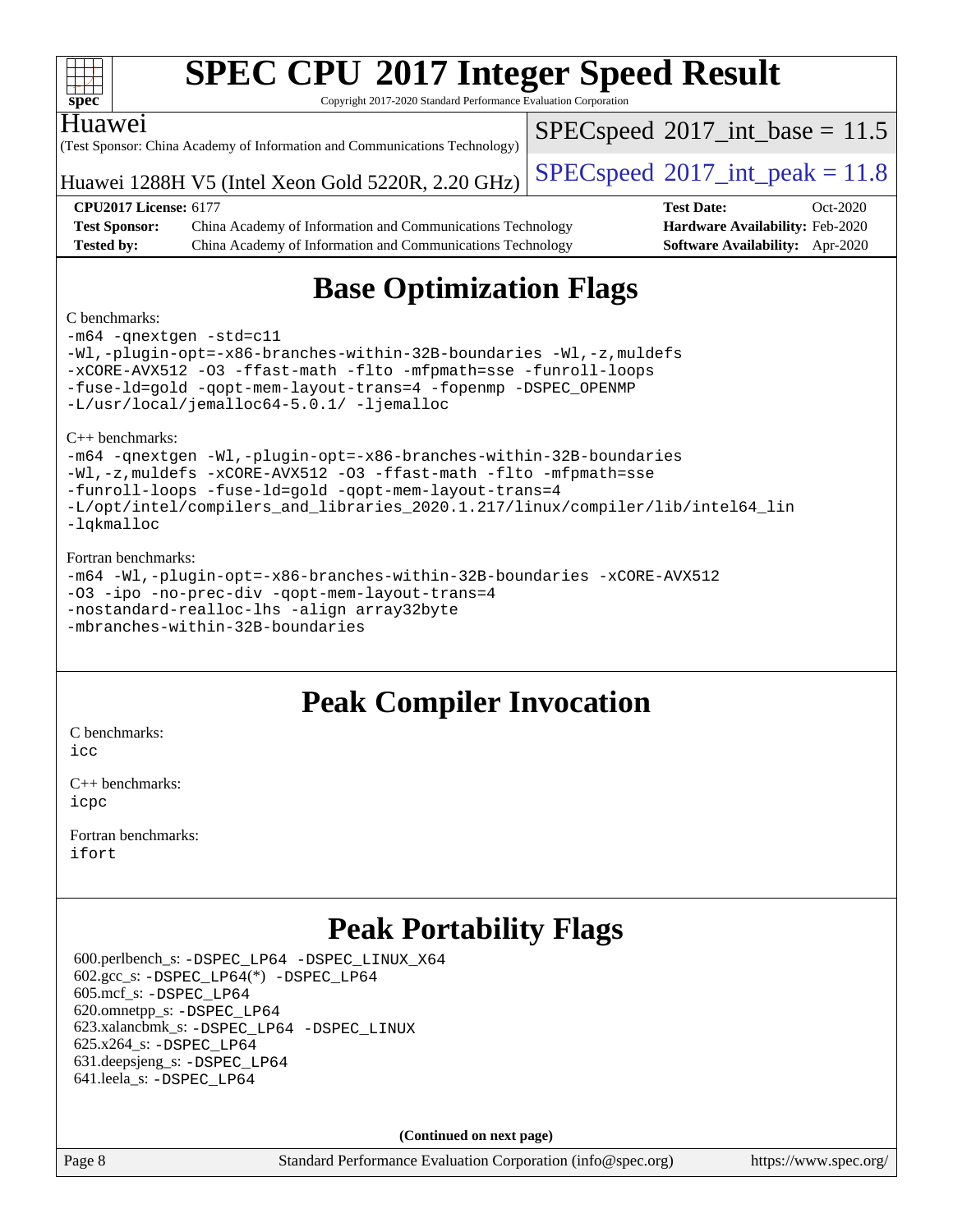# SPEC CPU 2017 Integer Speed Result

Copyright 2017-2020 Standard Performance Evaluation Corporation

Huawei

(Test Sponsor: China Academy of Information and Communications Technology)

Huawei 1288H V5 (Intel Xeon Gold 5220R, 2.20 GHz)

SPECspeed 2017_int_base = 11.5

SPECspeed 2017_int_peak = 11.8

| | | | |
|---|---|---|---|
| **CPU2017 License:** 6177 | | **Test Date:** | Oct-2020 |
| **Test Sponsor:** | China Academy of Information and Communications Technology | **Hardware Availability:** | Feb-2020 |
| **Tested by:** | China Academy of Information and Communications Technology | **Software Availability:** | Apr-2020 |

## Base Optimization Flags

C benchmarks:

```
-m64 -qnextgen -std=c11
-Wl,-plugin-opt=-x86-branches-within-32B-boundaries -Wl,-z,muldefs
-xCORE-AVX512 -O3 -ffast-math -flto -mfpmath=sse -funroll-loops
-fuse-ld=gold -qopt-mem-layout-trans=4 -fopenmp -DSPEC_OPENMP
-L/usr/local/jemalloc64-5.0.1/ -ljemalloc
```

C++ benchmarks:

```
-m64 -qnextgen -Wl,-plugin-opt=-x86-branches-within-32B-boundaries
-Wl,-z,muldefs -xCORE-AVX512 -O3 -ffast-math -flto -mfpmath=sse
-funroll-loops -fuse-ld=gold -qopt-mem-layout-trans=4
-L/opt/intel/compilers_and_libraries_2020.1.217/linux/compiler/lib/intel64_lin
-lqkmalloc
```

Fortran benchmarks:

```
-m64 -Wl,-plugin-opt=-x86-branches-within-32B-boundaries -xCORE-AVX512
-O3 -ipo -no-prec-div -qopt-mem-layout-trans=4
-nostandard-realloc-lhs -align array32byte
-mbranches-within-32B-boundaries
```

## Peak Compiler Invocation

C benchmarks:
`icc`

C++ benchmarks:
`icpc`

Fortran benchmarks:
`ifort`

## Peak Portability Flags

600.perlbench_s: -DSPEC_LP64 -DSPEC_LINUX_X64
602.gcc_s: -DSPEC_LP64(*) -DSPEC_LP64
605.mcf_s: -DSPEC_LP64
620.omnetpp_s: -DSPEC_LP64
623.xalancbmk_s: -DSPEC_LP64 -DSPEC_LINUX
625.x264_s: -DSPEC_LP64
631.deepsjeng_s: -DSPEC_LP64
641.leela_s: -DSPEC_LP64

**(Continued on next page)**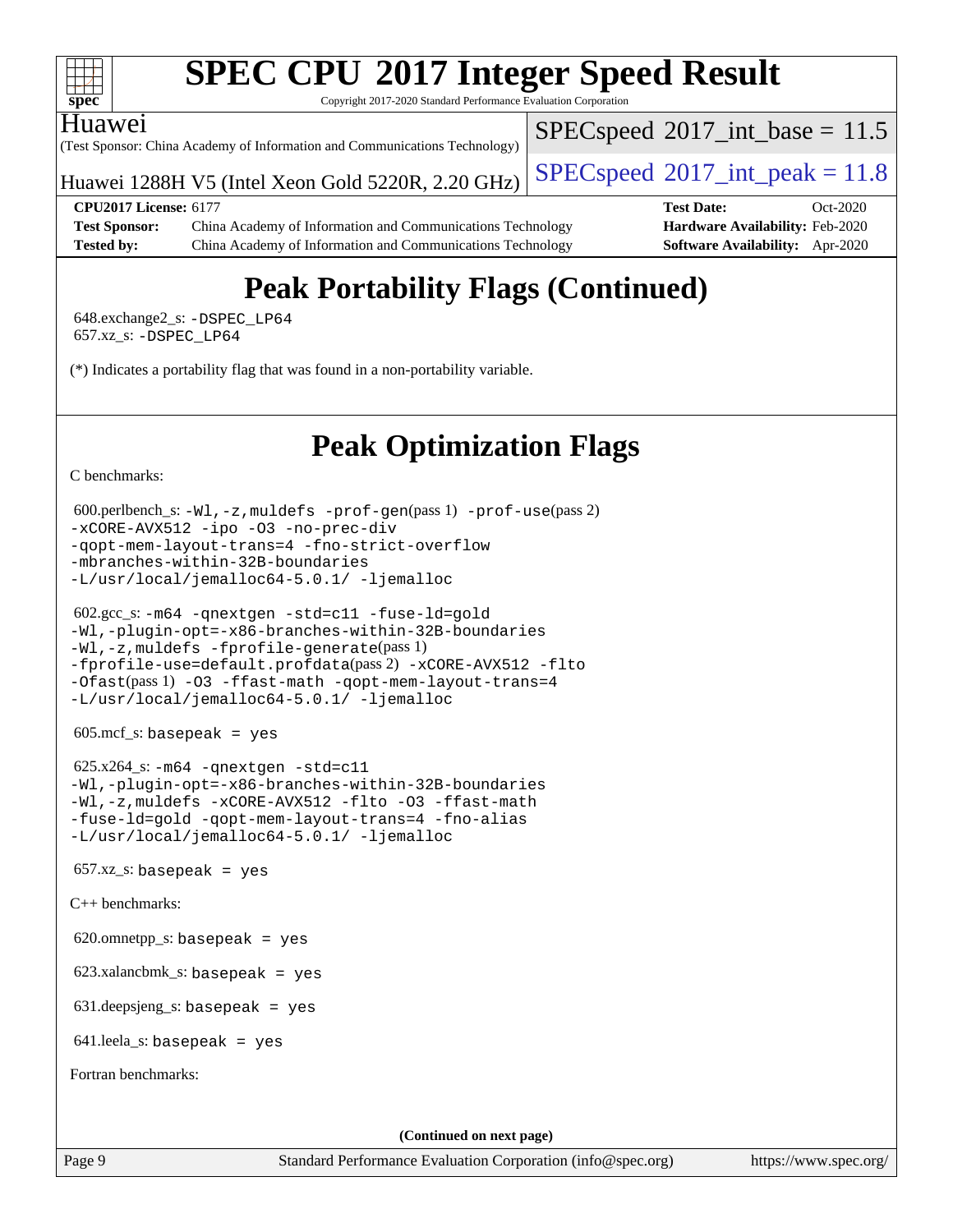# Peak Portability Flags (Continued)

648.exchange2_s: -DSPEC_LP64
657.xz_s: -DSPEC_LP64

(*) Indicates a portability flag that was found in a non-portability variable.

# Peak Optimization Flags

C benchmarks:

600.perlbench_s: `-Wl,-z,muldefs -prof-gen`(pass 1) `-prof-use`(pass 2) `-xCORE-AVX512 -ipo -O3 -no-prec-div -qopt-mem-layout-trans=4 -fno-strict-overflow -mbranches-within-32B-boundaries -L/usr/local/jemalloc64-5.0.1/ -ljemalloc`

602.gcc_s: `-m64 -qnextgen -std=c11 -fuse-ld=gold -Wl,-plugin-opt=-x86-branches-within-32B-boundaries -Wl,-z,muldefs -fprofile-generate`(pass 1) `-fprofile-use=default.profdata`(pass 2) `-xCORE-AVX512 -flto -Ofast`(pass 1) `-O3 -ffast-math -qopt-mem-layout-trans=4 -L/usr/local/jemalloc64-5.0.1/ -ljemalloc`

605.mcf_s: `basepeak = yes`

625.x264_s: `-m64 -qnextgen -std=c11 -Wl,-plugin-opt=-x86-branches-within-32B-boundaries -Wl,-z,muldefs -xCORE-AVX512 -flto -O3 -ffast-math -fuse-ld=gold -qopt-mem-layout-trans=4 -fno-alias -L/usr/local/jemalloc64-5.0.1/ -ljemalloc`

657.xz_s: `basepeak = yes`

C++ benchmarks:

620.omnetpp_s: `basepeak = yes`

623.xalancbmk_s: `basepeak = yes`

631.deepsjeng_s: `basepeak = yes`

641.leela_s: `basepeak = yes`

Fortran benchmarks:

(Continued on next page)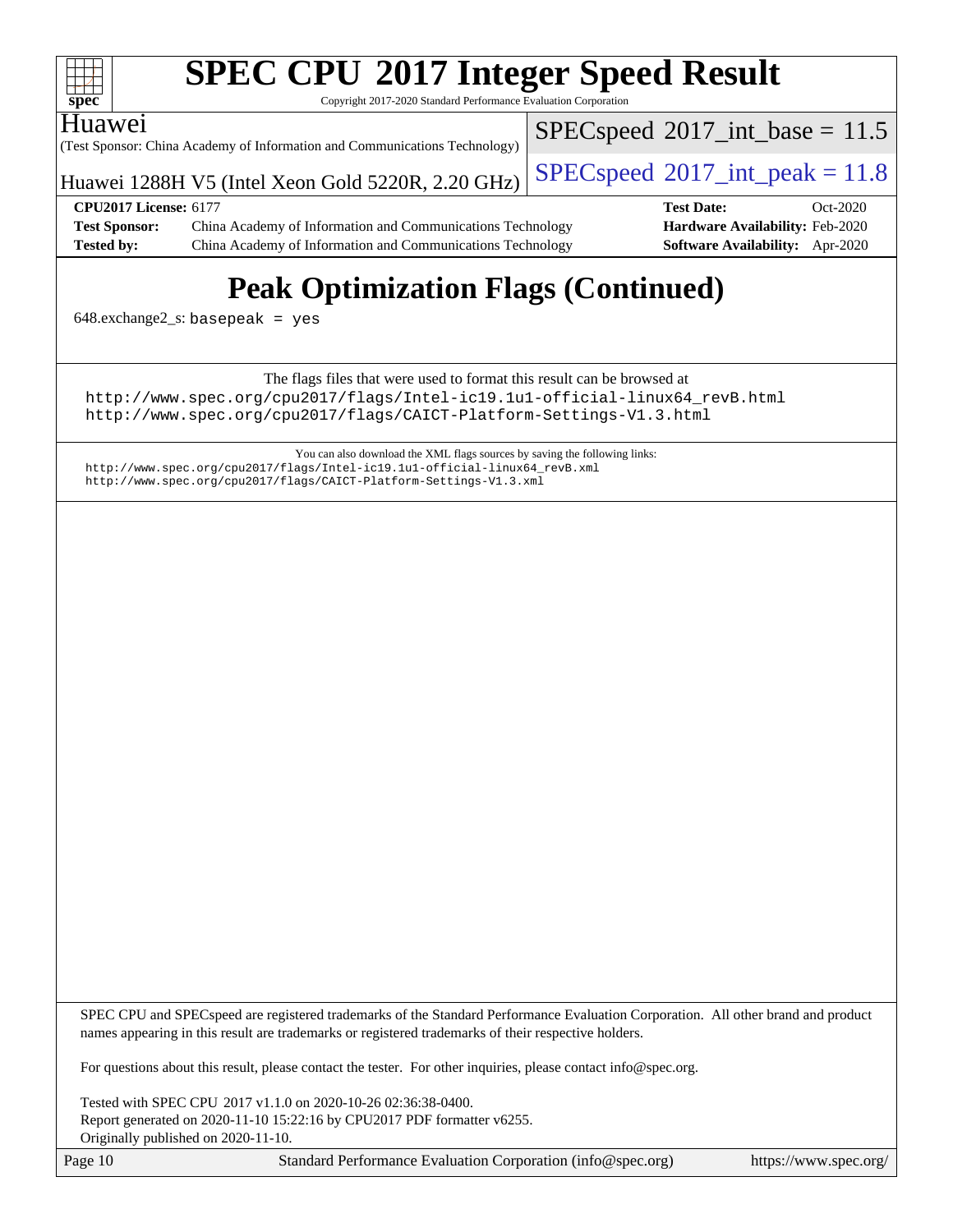# Peak Optimization Flags (Continued)

648.exchange2_s: `basepeak = yes`

The flags files that were used to format this result can be browsed at

http://www.spec.org/cpu2017/flags/Intel-ic19.1u1-official-linux64_revB.html
http://www.spec.org/cpu2017/flags/CAICT-Platform-Settings-V1.3.html

You can also download the XML flags sources by saving the following links:

http://www.spec.org/cpu2017/flags/Intel-ic19.1u1-official-linux64_revB.xml
http://www.spec.org/cpu2017/flags/CAICT-Platform-Settings-V1.3.xml

SPEC CPU and SPECspeed are registered trademarks of the Standard Performance Evaluation Corporation. All other brand and product names appearing in this result are trademarks or registered trademarks of their respective holders.

For questions about this result, please contact the tester. For other inquiries, please contact info@spec.org.

Tested with SPEC CPU 2017 v1.1.0 on 2020-10-26 02:36:38-0400.
Report generated on 2020-11-10 15:22:16 by CPU2017 PDF formatter v6255.
Originally published on 2020-11-10.